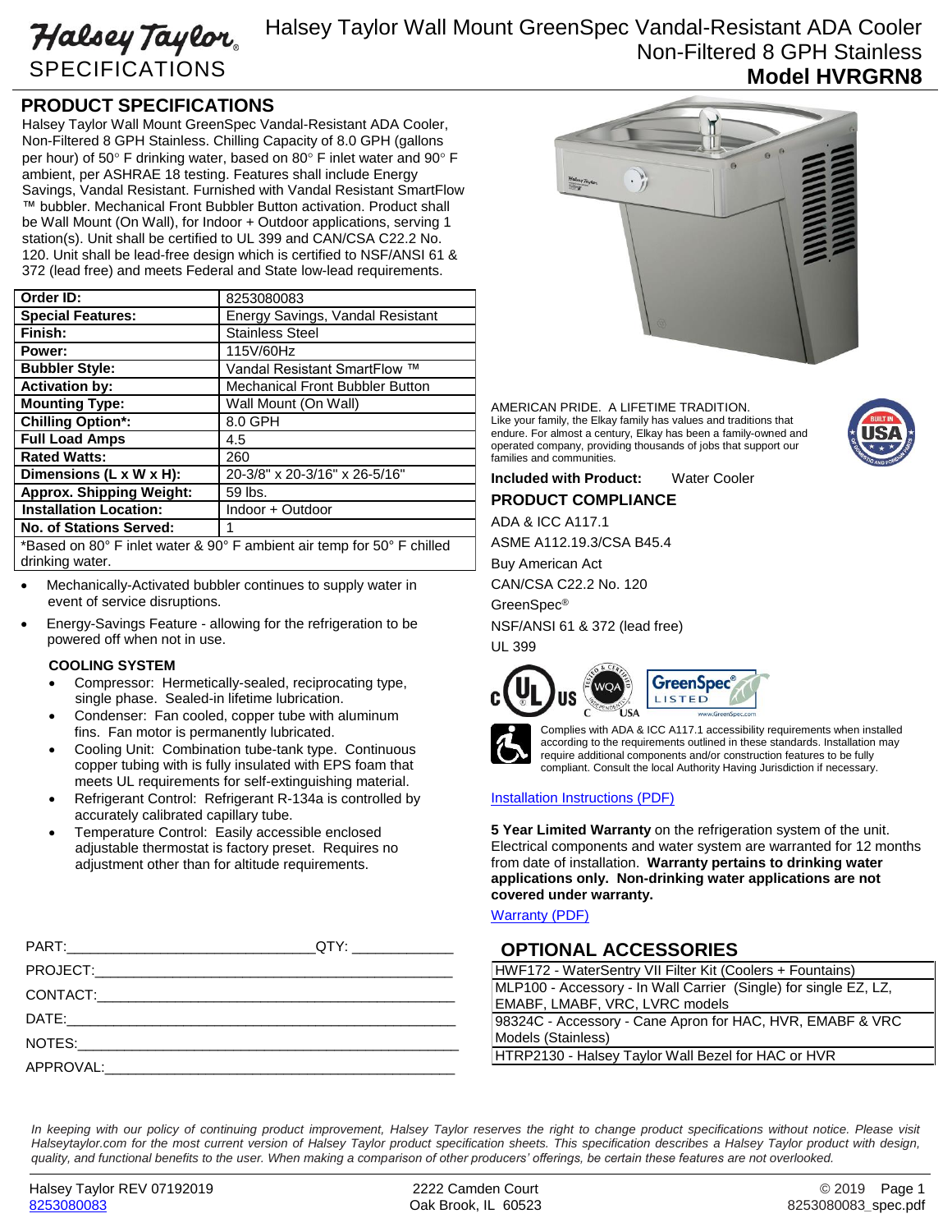# Halsey Taylor SPECIFICATIONS

## Halsey Taylor Wall Mount GreenSpec Vandal-Resistant ADA Cooler Non-Filtered 8 GPH Stainless

## Model HVRGRN8

## PRODUCT SPECIFICATIONS

Halsey Taylor Wall Mount GreenSpec Vandal-Resistant ADA Cooler, Non-Filtered 8 GPH Stainless. Chilling Capacity of 8.0 GPH (gallons per hour) of 50° F drinking water, based on 80° F inlet water and 90° F ambient, per ASHRAE 18 testing. Features shall include Energy Savings, Vandal Resistant. Furnished with Vandal Resistant SmartFlow ™ bubbler. Mechanical Front Bubbler Button activation. Product shall be Wall Mount (On Wall), for Indoor + Outdoor applications, serving 1 station(s). Unit shall be certified to UL 399 and CAN/CSA C22.2 No. 120. Unit shall be lead-free design which is certified to NSF/ANSI 61 & 372 (lead free) and meets Federal and State low-lead requirements.

| | |
|---|---|
| **Order ID:** | 8253080083 |
| **Special Features:** | Energy Savings, Vandal Resistant |
| **Finish:** | Stainless Steel |
| **Power:** | 115V/60Hz |
| **Bubbler Style:** | Vandal Resistant SmartFlow ™ |
| **Activation by:** | Mechanical Front Bubbler Button |
| **Mounting Type:** | Wall Mount (On Wall) |
| **Chilling Option*:** | 8.0 GPH |
| **Full Load Amps** | 4.5 |
| **Rated Watts:** | 260 |
| **Dimensions (L x W x H):** | 20-3/8" x 20-3/16" x 26-5/16" |
| **Approx. Shipping Weight:** | 59 lbs. |
| **Installation Location:** | Indoor + Outdoor |
| **No. of Stations Served:** | 1 |

*Based on 80° F inlet water & 90° F ambient air temp for 50° F chilled drinking water.

- Mechanically-Activated bubbler continues to supply water in event of service disruptions.
- Energy-Savings Feature - allowing for the refrigeration to be powered off when not in use.

### COOLING SYSTEM

- Compressor: Hermetically-sealed, reciprocating type, single phase. Sealed-in lifetime lubrication.
- Condenser: Fan cooled, copper tube with aluminum fins. Fan motor is permanently lubricated.
- Cooling Unit: Combination tube-tank type. Continuous copper tubing with is fully insulated with EPS foam that meets UL requirements for self-extinguishing material.
- Refrigerant Control: Refrigerant R-134a is controlled by accurately calibrated capillary tube.
- Temperature Control: Easily accessible enclosed adjustable thermostat is factory preset. Requires no adjustment other than for altitude requirements.

PART:_______________________________QTY: ____________

PROJECT:_____________________________________________

CONTACT:_____________________________________________

DATE:________________________________________________

NOTES:_______________________________________________

APPROVAL:____________________________________________

AMERICAN PRIDE. A LIFETIME TRADITION.
Like your family, the Elkay family has values and traditions that endure. For almost a century, Elkay has been a family-owned and operated company, providing thousands of jobs that support our families and communities.

**Included with Product:** Water Cooler

### PRODUCT COMPLIANCE

ADA & ICC A117.1

ASME A112.19.3/CSA B45.4

Buy American Act

CAN/CSA C22.2 No. 120

GreenSpec®

NSF/ANSI 61 & 372 (lead free)

UL 399

Complies with ADA & ICC A117.1 accessibility requirements when installed according to the requirements outlined in these standards. Installation may require additional components and/or construction features to be fully compliant. Consult the local Authority Having Jurisdiction if necessary.

Installation Instructions (PDF)

**5 Year Limited Warranty** on the refrigeration system of the unit. Electrical components and water system are warranted for 12 months from date of installation. **Warranty pertains to drinking water applications only. Non-drinking water applications are not covered under warranty.**

Warranty (PDF)

### OPTIONAL ACCESSORIES

| |
|---|
| HWF172 - WaterSentry VII Filter Kit (Coolers + Fountains) |
| MLP100 - Accessory - In Wall Carrier (Single) for single EZ, LZ, EMABF, LMABF, VRC, LVRC models |
| 98324C - Accessory - Cane Apron for HAC, HVR, EMABF & VRC Models (Stainless) |
| HTRP2130 - Halsey Taylor Wall Bezel for HAC or HVR |

*In keeping with our policy of continuing product improvement, Halsey Taylor reserves the right to change product specifications without notice. Please visit Halseytaylor.com for the most current version of Halsey Taylor product specification sheets. This specification describes a Halsey Taylor product with design, quality, and functional benefits to the user. When making a comparison of other producers' offerings, be certain these features are not overlooked.*

Halsey Taylor REV 07192019
8253080083

2222 Camden Court
Oak Brook, IL 60523

© 2019
8253080083_spec.pdf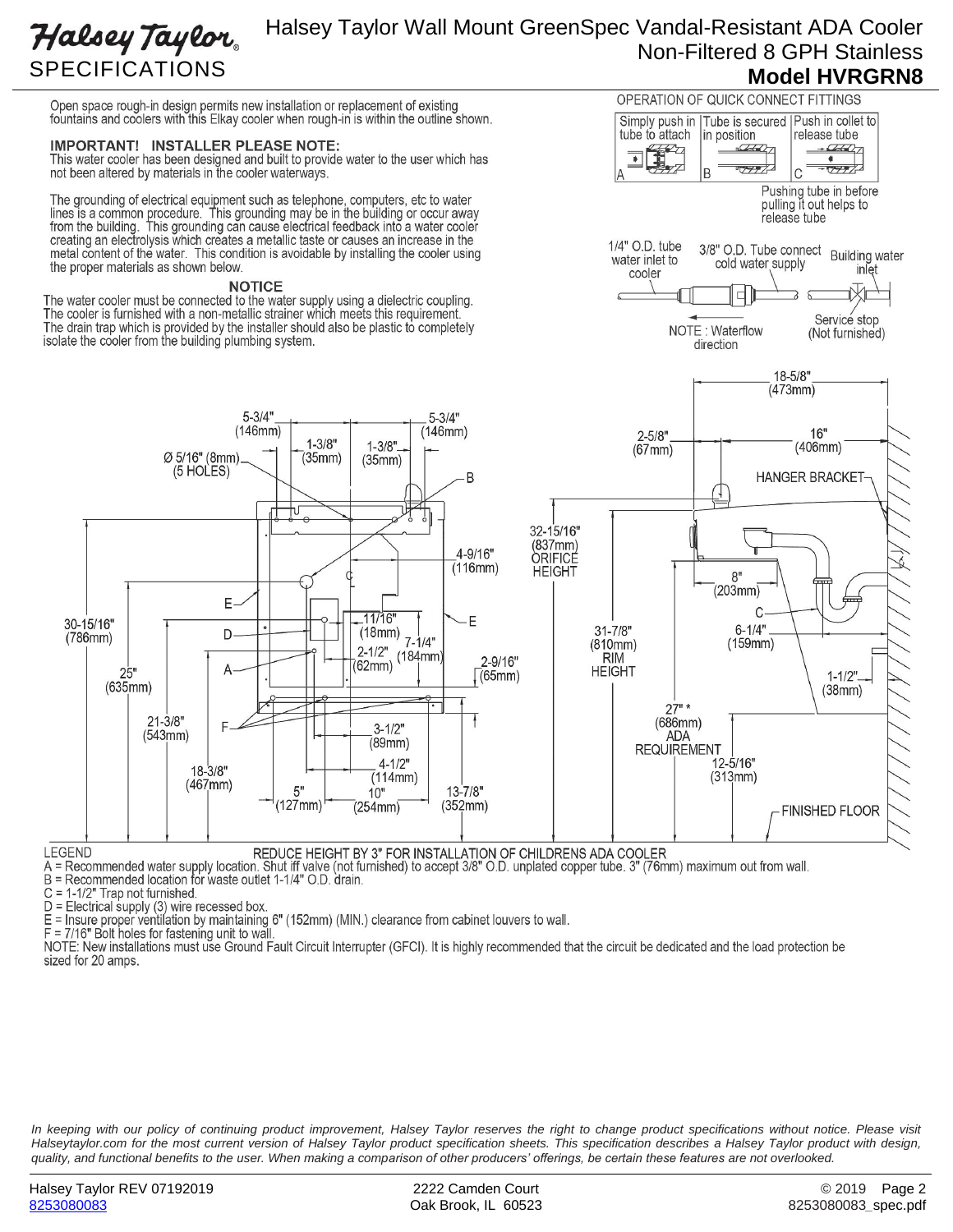# Halsey Taylor Wall Mount GreenSpec Vandal-Resistant ADA Cooler Non-Filtered 8 GPH Stainless

## Model HVRGRN8

SPECIFICATIONS

Open space rough-in design permits new installation or replacement of existing fountains and coolers with this Elkay cooler when rough-in is within the outline shown.

**IMPORTANT! INSTALLER PLEASE NOTE:**
This water cooler has been designed and built to provide water to the user which has not been altered by materials in the cooler waterways.

The grounding of electrical equipment such as telephone, computers, etc to water lines is a common procedure. This grounding may be in the building or occur away from the building. This grounding can cause electrical feedback into a water cooler creating an electrolysis which creates a metallic taste or causes an increase in the metal content of the water. This condition is avoidable by installing the cooler using the proper materials as shown below.

**NOTICE**
The water cooler must be connected to the water supply using a dielectric coupling. The cooler is furnished with a non-metallic strainer which meets this requirement. The drain trap which is provided by the installer should also be plastic to completely isolate the cooler from the building plumbing system.

OPERATION OF QUICK CONNECT FITTINGS

A Simply push in tube to attach
B Tube is secured in position
C Push in collet to release tube

Pushing tube in before pulling it out helps to release tube

1/4" O.D. tube water inlet to cooler
3/8" O.D. Tube connect cold water supply
Building water inlet
NOTE : Waterflow direction
Service stop (Not furnished)

5-3/4" (146mm)
5-3/4" (146mm)
1-3/8" (35mm)
1-3/8" (35mm)
Ø 5/16" (8mm) (5 HOLES)
B
4-9/16" (116mm)
32-15/16" (837mm) ORIFICE HEIGHT
E
11/16" (18mm)
E
30-15/16" (786mm)
D
7-1/4" (184mm)
2-1/2" (62mm)
A
2-9/16" (65mm)
25" (635mm)
21-3/8" (543mm)
F
3-1/2" (89mm)
4-1/2" (114mm)
18-3/8" (467mm)
5" (127mm)
10" (254mm)
13-7/8" (352mm)
18-5/8" (473mm)
2-5/8" (67mm)
16" (406mm)
HANGER BRACKET
8" (203mm)
C
31-7/8" (810mm) RIM HEIGHT
6-1/4" (159mm)
1-1/2" (38mm)
27" * (686mm) ADA REQUIREMENT
12-5/16" (313mm)
FINISHED FLOOR

LEGEND

REDUCE HEIGHT BY 3" FOR INSTALLATION OF CHILDRENS ADA COOLER

A = Recommended water supply location. Shut iff valve (not furnished) to accept 3/8" O.D. unplated copper tube. 3" (76mm) maximum out from wall.
B = Recommended location for waste outlet 1-1/4" O.D. drain.
C = 1-1/2" Trap not furnished.
D = Electrical supply (3) wire recessed box.
E = Insure proper ventilation by maintaining 6" (152mm) (MIN.) clearance from cabinet louvers to wall.
F = 7/16" Bolt holes for fastening unit to wall.
NOTE: New installations must use Ground Fault Circuit Interrupter (GFCI). It is highly recommended that the circuit be dedicated and the load protection be sized for 20 amps.

*In keeping with our policy of continuing product improvement, Halsey Taylor reserves the right to change product specifications without notice. Please visit Halseytaylor.com for the most current version of Halsey Taylor product specification sheets. This specification describes a Halsey Taylor product with design, quality, and functional benefits to the user. When making a comparison of other producers' offerings, be certain these features are not overlooked.*

Halsey Taylor REV 07192019
8253080083

2222 Camden Court
Oak Brook, IL 60523

© 2019
8253080083_spec.pdf